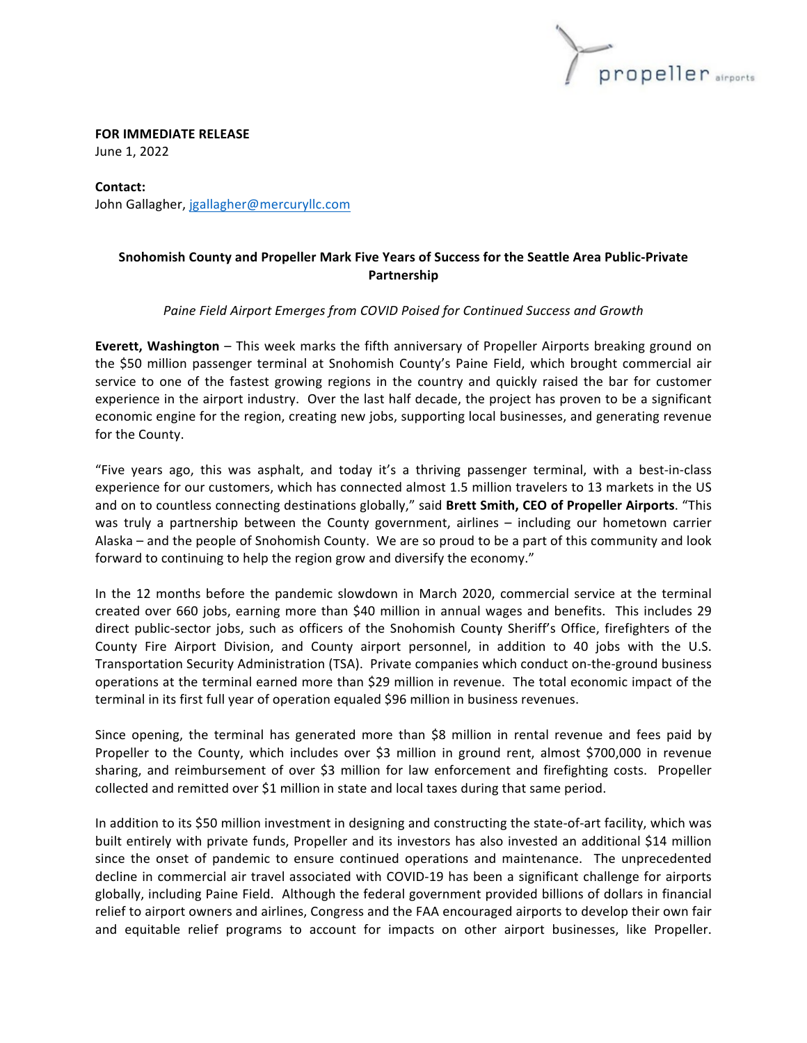**FOR IMMEDIATE RELEASE**
June 1, 2022

**Contact:**
John Gallagher, jgallagher@mercuryllc.com

## Snohomish County and Propeller Mark Five Years of Success for the Seattle Area Public-Private Partnership

*Paine Field Airport Emerges from COVID Poised for Continued Success and Growth*

**Everett, Washington** – This week marks the fifth anniversary of Propeller Airports breaking ground on the $50 million passenger terminal at Snohomish County's Paine Field, which brought commercial air service to one of the fastest growing regions in the country and quickly raised the bar for customer experience in the airport industry. Over the last half decade, the project has proven to be a significant economic engine for the region, creating new jobs, supporting local businesses, and generating revenue for the County.

"Five years ago, this was asphalt, and today it's a thriving passenger terminal, with a best-in-class experience for our customers, which has connected almost 1.5 million travelers to 13 markets in the US and on to countless connecting destinations globally," said **Brett Smith, CEO of Propeller Airports**. "This was truly a partnership between the County government, airlines – including our hometown carrier Alaska – and the people of Snohomish County. We are so proud to be a part of this community and look forward to continuing to help the region grow and diversify the economy."

In the 12 months before the pandemic slowdown in March 2020, commercial service at the terminal created over 660 jobs, earning more than $40 million in annual wages and benefits. This includes 29 direct public-sector jobs, such as officers of the Snohomish County Sheriff's Office, firefighters of the County Fire Airport Division, and County airport personnel, in addition to 40 jobs with the U.S. Transportation Security Administration (TSA). Private companies which conduct on-the-ground business operations at the terminal earned more than $29 million in revenue. The total economic impact of the terminal in its first full year of operation equaled $96 million in business revenues.

Since opening, the terminal has generated more than $8 million in rental revenue and fees paid by Propeller to the County, which includes over $3 million in ground rent, almost $700,000 in revenue sharing, and reimbursement of over $3 million for law enforcement and firefighting costs. Propeller collected and remitted over $1 million in state and local taxes during that same period.

In addition to its $50 million investment in designing and constructing the state-of-art facility, which was built entirely with private funds, Propeller and its investors has also invested an additional $14 million since the onset of pandemic to ensure continued operations and maintenance. The unprecedented decline in commercial air travel associated with COVID-19 has been a significant challenge for airports globally, including Paine Field. Although the federal government provided billions of dollars in financial relief to airport owners and airlines, Congress and the FAA encouraged airports to develop their own fair and equitable relief programs to account for impacts on other airport businesses, like Propeller.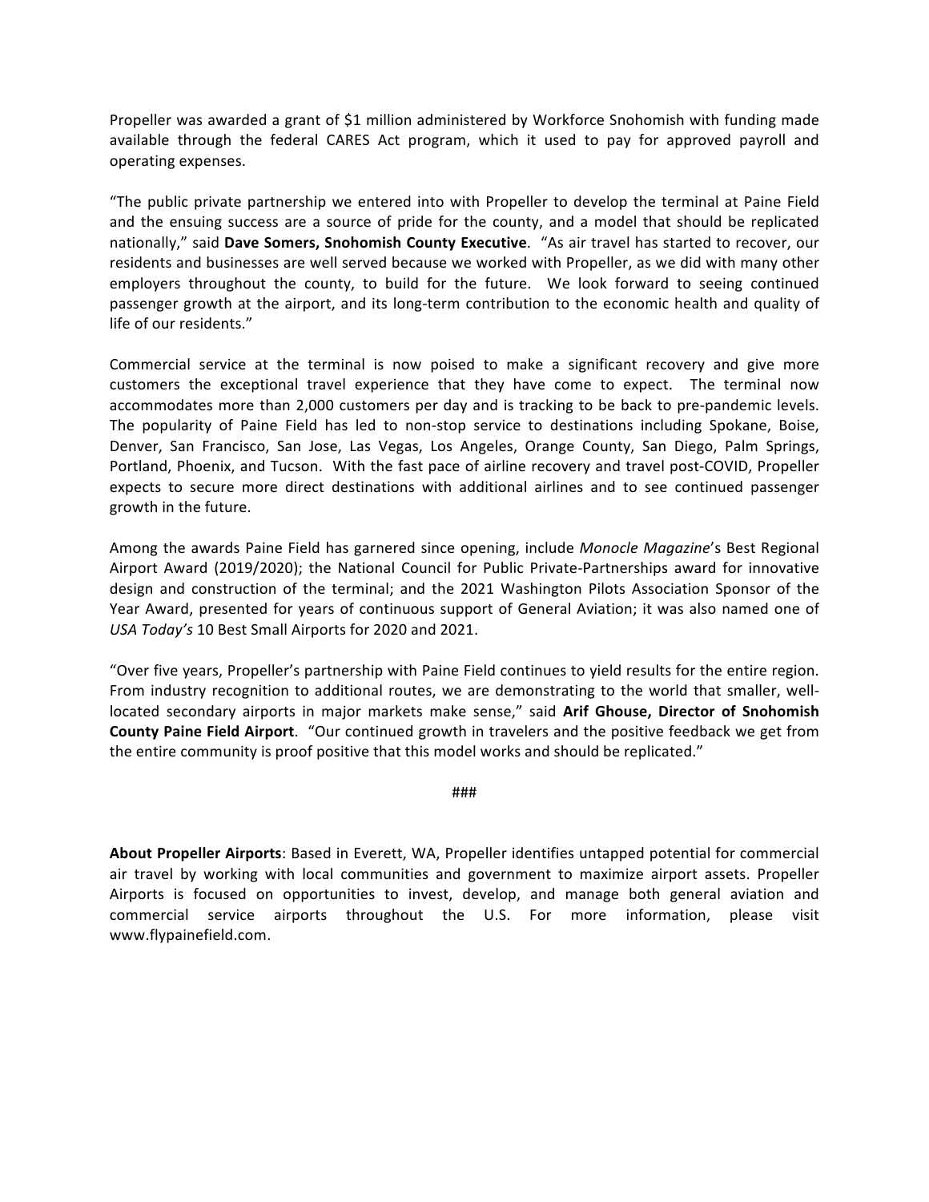Propeller was awarded a grant of $1 million administered by Workforce Snohomish with funding made available through the federal CARES Act program, which it used to pay for approved payroll and operating expenses.

"The public private partnership we entered into with Propeller to develop the terminal at Paine Field and the ensuing success are a source of pride for the county, and a model that should be replicated nationally," said **Dave Somers, Snohomish County Executive**. "As air travel has started to recover, our residents and businesses are well served because we worked with Propeller, as we did with many other employers throughout the county, to build for the future. We look forward to seeing continued passenger growth at the airport, and its long-term contribution to the economic health and quality of life of our residents."

Commercial service at the terminal is now poised to make a significant recovery and give more customers the exceptional travel experience that they have come to expect. The terminal now accommodates more than 2,000 customers per day and is tracking to be back to pre-pandemic levels. The popularity of Paine Field has led to non-stop service to destinations including Spokane, Boise, Denver, San Francisco, San Jose, Las Vegas, Los Angeles, Orange County, San Diego, Palm Springs, Portland, Phoenix, and Tucson. With the fast pace of airline recovery and travel post-COVID, Propeller expects to secure more direct destinations with additional airlines and to see continued passenger growth in the future.

Among the awards Paine Field has garnered since opening, include *Monocle Magazine*'s Best Regional Airport Award (2019/2020); the National Council for Public Private-Partnerships award for innovative design and construction of the terminal; and the 2021 Washington Pilots Association Sponsor of the Year Award, presented for years of continuous support of General Aviation; it was also named one of *USA Today's* 10 Best Small Airports for 2020 and 2021.

"Over five years, Propeller's partnership with Paine Field continues to yield results for the entire region. From industry recognition to additional routes, we are demonstrating to the world that smaller, well-located secondary airports in major markets make sense," said **Arif Ghouse, Director of Snohomish County Paine Field Airport**. "Our continued growth in travelers and the positive feedback we get from the entire community is proof positive that this model works and should be replicated."

###

**About Propeller Airports**: Based in Everett, WA, Propeller identifies untapped potential for commercial air travel by working with local communities and government to maximize airport assets. Propeller Airports is focused on opportunities to invest, develop, and manage both general aviation and commercial service airports throughout the U.S. For more information, please visit www.flypainefield.com.